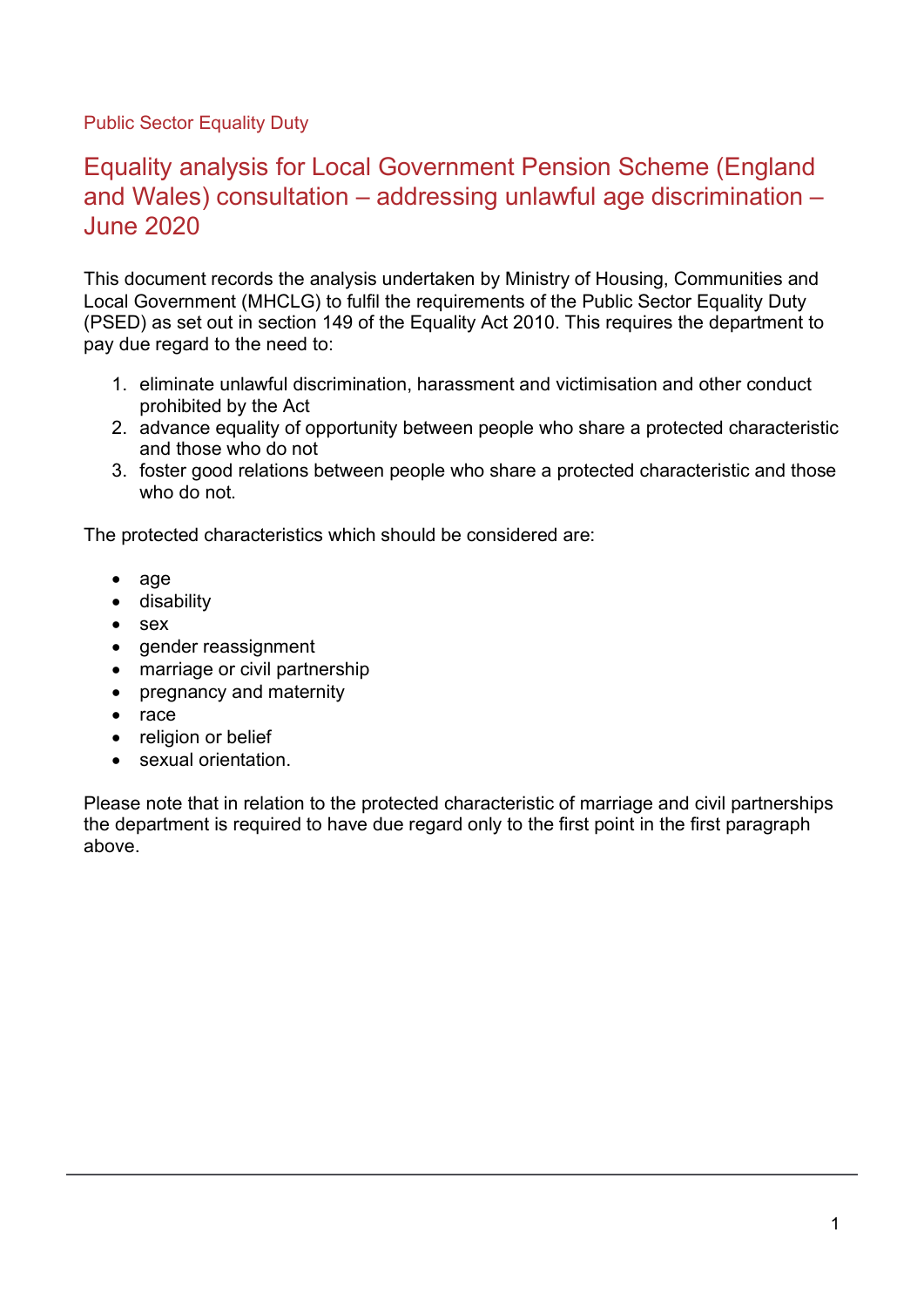Public Sector Equality Duty

# Equality analysis for Local Government Pension Scheme (England and Wales) consultation – addressing unlawful age discrimination – June 2020

This document records the analysis undertaken by Ministry of Housing, Communities and Local Government (MHCLG) to fulfil the requirements of the Public Sector Equality Duty (PSED) as set out in section 149 of the Equality Act 2010. This requires the department to pay due regard to the need to:

1. eliminate unlawful discrimination, harassment and victimisation and other conduct prohibited by the Act
2. advance equality of opportunity between people who share a protected characteristic and those who do not
3. foster good relations between people who share a protected characteristic and those who do not.

The protected characteristics which should be considered are:

- age
- disability
- sex
- gender reassignment
- marriage or civil partnership
- pregnancy and maternity
- race
- religion or belief
- sexual orientation.

Please note that in relation to the protected characteristic of marriage and civil partnerships the department is required to have due regard only to the first point in the first paragraph above.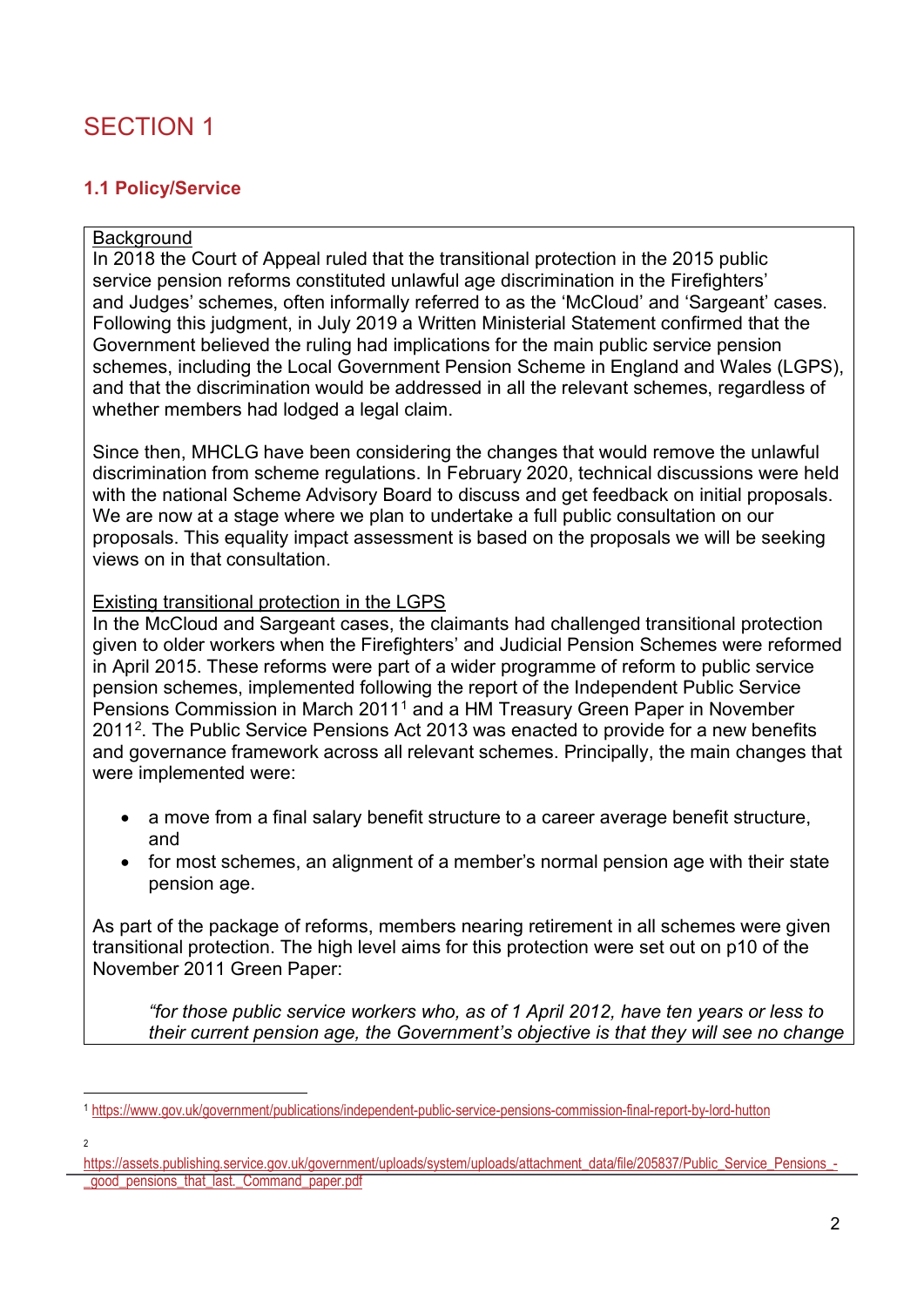# SECTION 1

### 1.1 Policy/Service

Background

In 2018 the Court of Appeal ruled that the transitional protection in the 2015 public service pension reforms constituted unlawful age discrimination in the Firefighters' and Judges' schemes, often informally referred to as the 'McCloud' and 'Sargeant' cases. Following this judgment, in July 2019 a Written Ministerial Statement confirmed that the Government believed the ruling had implications for the main public service pension schemes, including the Local Government Pension Scheme in England and Wales (LGPS), and that the discrimination would be addressed in all the relevant schemes, regardless of whether members had lodged a legal claim.

Since then, MHCLG have been considering the changes that would remove the unlawful discrimination from scheme regulations. In February 2020, technical discussions were held with the national Scheme Advisory Board to discuss and get feedback on initial proposals. We are now at a stage where we plan to undertake a full public consultation on our proposals. This equality impact assessment is based on the proposals we will be seeking views on in that consultation.

Existing transitional protection in the LGPS

In the McCloud and Sargeant cases, the claimants had challenged transitional protection given to older workers when the Firefighters' and Judicial Pension Schemes were reformed in April 2015. These reforms were part of a wider programme of reform to public service pension schemes, implemented following the report of the Independent Public Service Pensions Commission in March 2011[1] and a HM Treasury Green Paper in November 2011[2]. The Public Service Pensions Act 2013 was enacted to provide for a new benefits and governance framework across all relevant schemes. Principally, the main changes that were implemented were:

- a move from a final salary benefit structure to a career average benefit structure, and
- for most schemes, an alignment of a member's normal pension age with their state pension age.

As part of the package of reforms, members nearing retirement in all schemes were given transitional protection. The high level aims for this protection were set out on p10 of the November 2011 Green Paper:

> *"for those public service workers who, as of 1 April 2012, have ten years or less to their current pension age, the Government's objective is that they will see no change*

---

[1] https://www.gov.uk/government/publications/independent-public-service-pensions-commission-final-report-by-lord-hutton

[2] https://assets.publishing.service.gov.uk/government/uploads/system/uploads/attachment_data/file/205837/Public_Service_Pensions_-_good_pensions_that_last._Command_paper.pdf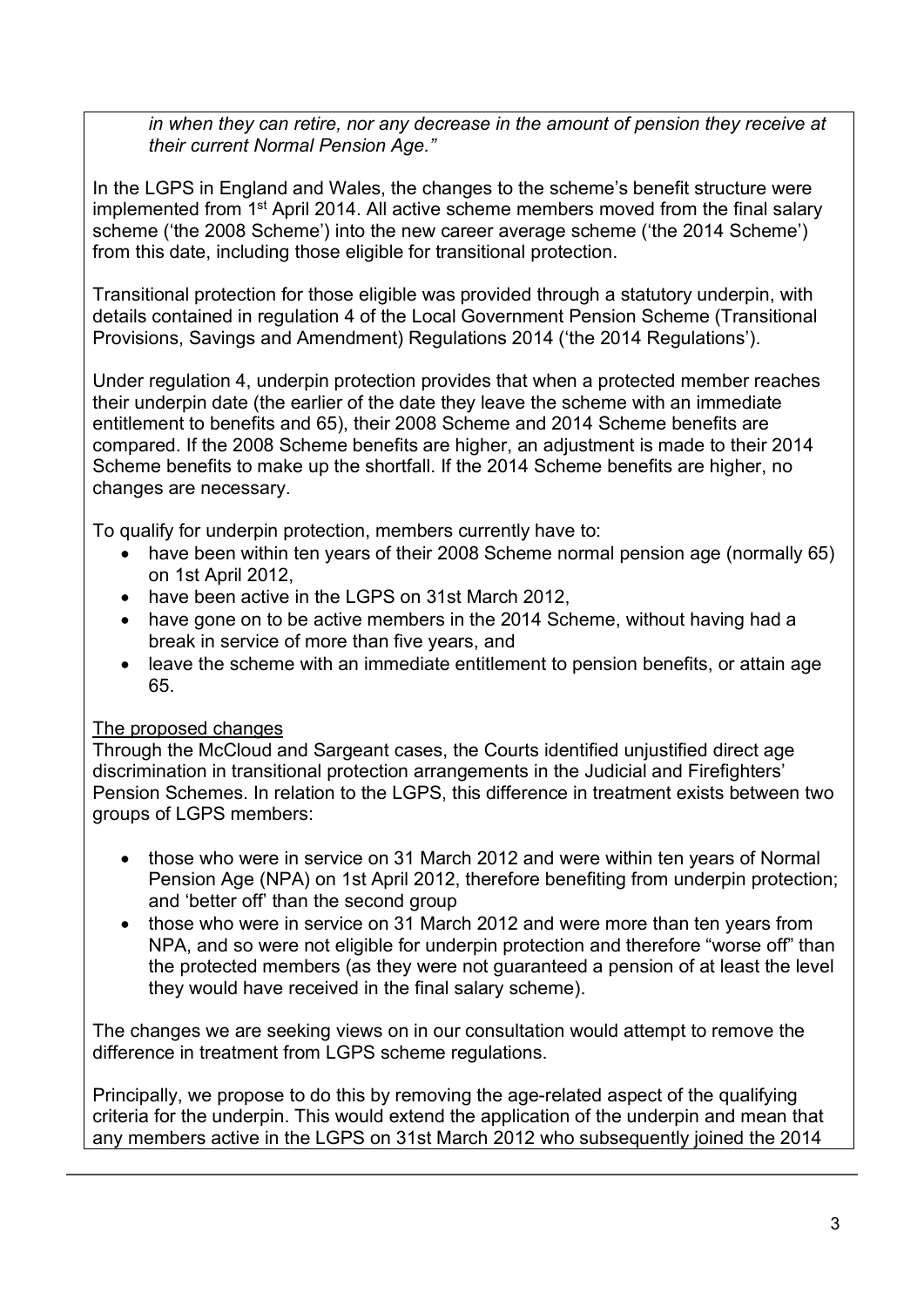*in when they can retire, nor any decrease in the amount of pension they receive at their current Normal Pension Age."*

In the LGPS in England and Wales, the changes to the scheme's benefit structure were implemented from 1st April 2014. All active scheme members moved from the final salary scheme ('the 2008 Scheme') into the new career average scheme ('the 2014 Scheme') from this date, including those eligible for transitional protection.

Transitional protection for those eligible was provided through a statutory underpin, with details contained in regulation 4 of the Local Government Pension Scheme (Transitional Provisions, Savings and Amendment) Regulations 2014 ('the 2014 Regulations').

Under regulation 4, underpin protection provides that when a protected member reaches their underpin date (the earlier of the date they leave the scheme with an immediate entitlement to benefits and 65), their 2008 Scheme and 2014 Scheme benefits are compared. If the 2008 Scheme benefits are higher, an adjustment is made to their 2014 Scheme benefits to make up the shortfall. If the 2014 Scheme benefits are higher, no changes are necessary.

To qualify for underpin protection, members currently have to:

- have been within ten years of their 2008 Scheme normal pension age (normally 65) on 1st April 2012,
- have been active in the LGPS on 31st March 2012,
- have gone on to be active members in the 2014 Scheme, without having had a break in service of more than five years, and
- leave the scheme with an immediate entitlement to pension benefits, or attain age 65.

The proposed changes

Through the McCloud and Sargeant cases, the Courts identified unjustified direct age discrimination in transitional protection arrangements in the Judicial and Firefighters' Pension Schemes. In relation to the LGPS, this difference in treatment exists between two groups of LGPS members:

- those who were in service on 31 March 2012 and were within ten years of Normal Pension Age (NPA) on 1st April 2012, therefore benefiting from underpin protection; and 'better off' than the second group
- those who were in service on 31 March 2012 and were more than ten years from NPA, and so were not eligible for underpin protection and therefore "worse off" than the protected members (as they were not guaranteed a pension of at least the level they would have received in the final salary scheme).

The changes we are seeking views on in our consultation would attempt to remove the difference in treatment from LGPS scheme regulations.

Principally, we propose to do this by removing the age-related aspect of the qualifying criteria for the underpin. This would extend the application of the underpin and mean that any members active in the LGPS on 31st March 2012 who subsequently joined the 2014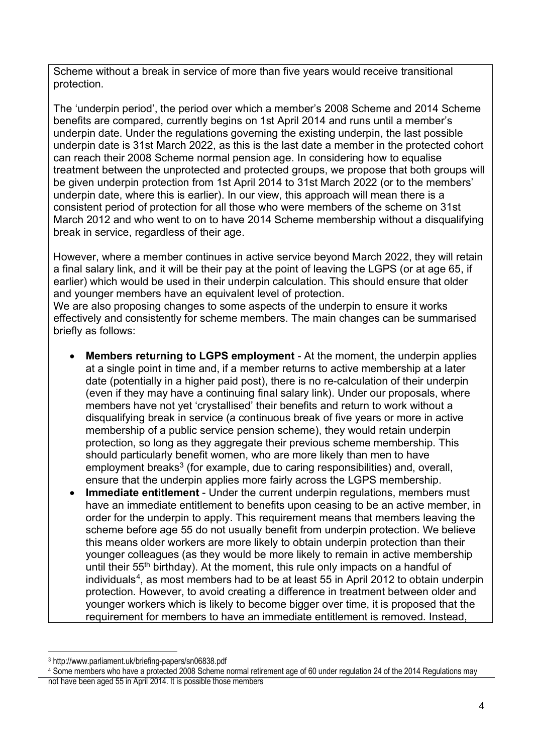Scheme without a break in service of more than five years would receive transitional protection.

The 'underpin period', the period over which a member's 2008 Scheme and 2014 Scheme benefits are compared, currently begins on 1st April 2014 and runs until a member's underpin date. Under the regulations governing the existing underpin, the last possible underpin date is 31st March 2022, as this is the last date a member in the protected cohort can reach their 2008 Scheme normal pension age. In considering how to equalise treatment between the unprotected and protected groups, we propose that both groups will be given underpin protection from 1st April 2014 to 31st March 2022 (or to the members' underpin date, where this is earlier). In our view, this approach will mean there is a consistent period of protection for all those who were members of the scheme on 31st March 2012 and who went to on to have 2014 Scheme membership without a disqualifying break in service, regardless of their age.

However, where a member continues in active service beyond March 2022, they will retain a final salary link, and it will be their pay at the point of leaving the LGPS (or at age 65, if earlier) which would be used in their underpin calculation. This should ensure that older and younger members have an equivalent level of protection.
We are also proposing changes to some aspects of the underpin to ensure it works effectively and consistently for scheme members. The main changes can be summarised briefly as follows:

- **Members returning to LGPS employment** - At the moment, the underpin applies at a single point in time and, if a member returns to active membership at a later date (potentially in a higher paid post), there is no re-calculation of their underpin (even if they may have a continuing final salary link). Under our proposals, where members have not yet 'crystallised' their benefits and return to work without a disqualifying break in service (a continuous break of five years or more in active membership of a public service pension scheme), they would retain underpin protection, so long as they aggregate their previous scheme membership. This should particularly benefit women, who are more likely than men to have employment breaks[3] (for example, due to caring responsibilities) and, overall, ensure that the underpin applies more fairly across the LGPS membership.
- **Immediate entitlement** - Under the current underpin regulations, members must have an immediate entitlement to benefits upon ceasing to be an active member, in order for the underpin to apply. This requirement means that members leaving the scheme before age 55 do not usually benefit from underpin protection. We believe this means older workers are more likely to obtain underpin protection than their younger colleagues (as they would be more likely to remain in active membership until their 55th birthday). At the moment, this rule only impacts on a handful of individuals[4], as most members had to be at least 55 in April 2012 to obtain underpin protection. However, to avoid creating a difference in treatment between older and younger workers which is likely to become bigger over time, it is proposed that the requirement for members to have an immediate entitlement is removed. Instead,

[3] http://www.parliament.uk/briefing-papers/sn06838.pdf

[4] Some members who have a protected 2008 Scheme normal retirement age of 60 under regulation 24 of the 2014 Regulations may not have been aged 55 in April 2014. It is possible those members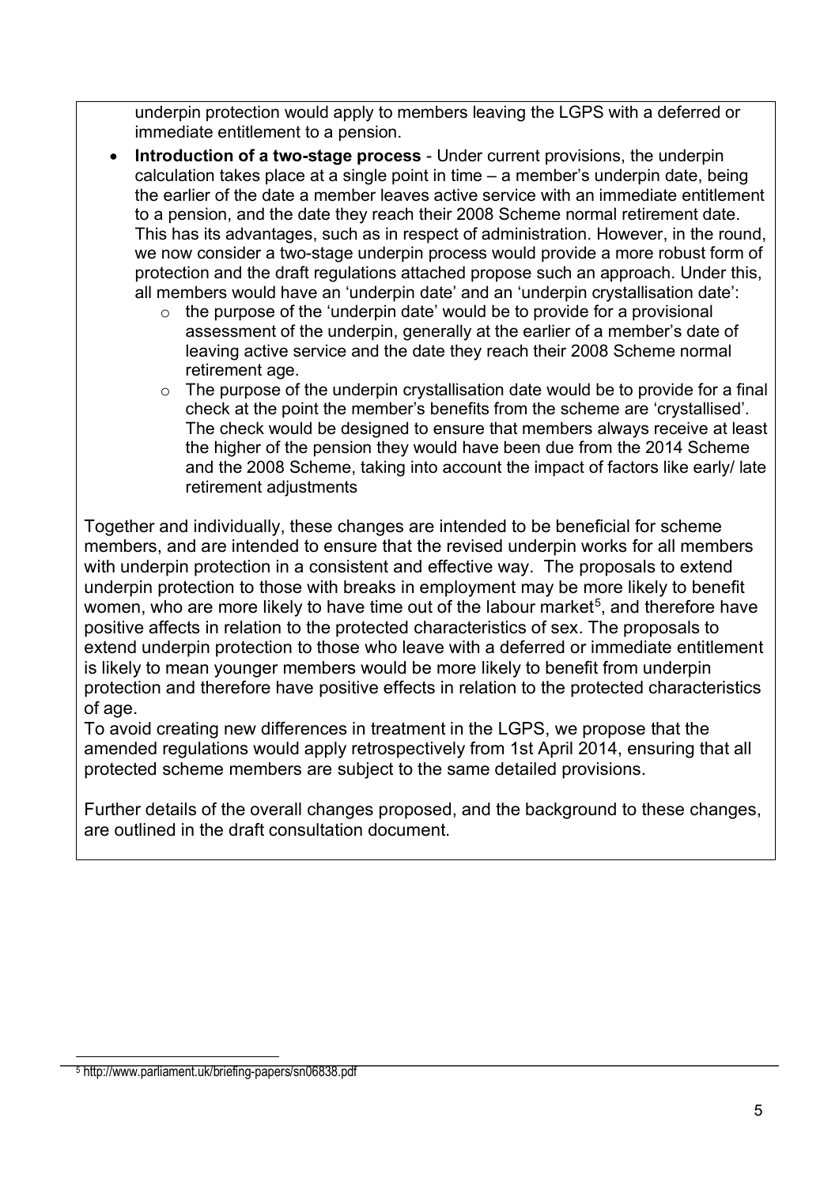underpin protection would apply to members leaving the LGPS with a deferred or immediate entitlement to a pension.

- **Introduction of a two-stage process** - Under current provisions, the underpin calculation takes place at a single point in time – a member's underpin date, being the earlier of the date a member leaves active service with an immediate entitlement to a pension, and the date they reach their 2008 Scheme normal retirement date. This has its advantages, such as in respect of administration. However, in the round, we now consider a two-stage underpin process would provide a more robust form of protection and the draft regulations attached propose such an approach. Under this, all members would have an 'underpin date' and an 'underpin crystallisation date':
  - the purpose of the 'underpin date' would be to provide for a provisional assessment of the underpin, generally at the earlier of a member's date of leaving active service and the date they reach their 2008 Scheme normal retirement age.
  - The purpose of the underpin crystallisation date would be to provide for a final check at the point the member's benefits from the scheme are 'crystallised'. The check would be designed to ensure that members always receive at least the higher of the pension they would have been due from the 2014 Scheme and the 2008 Scheme, taking into account the impact of factors like early/ late retirement adjustments

Together and individually, these changes are intended to be beneficial for scheme members, and are intended to ensure that the revised underpin works for all members with underpin protection in a consistent and effective way. The proposals to extend underpin protection to those with breaks in employment may be more likely to benefit women, who are more likely to have time out of the labour market[5], and therefore have positive affects in relation to the protected characteristics of sex. The proposals to extend underpin protection to those who leave with a deferred or immediate entitlement is likely to mean younger members would be more likely to benefit from underpin protection and therefore have positive effects in relation to the protected characteristics of age.

To avoid creating new differences in treatment in the LGPS, we propose that the amended regulations would apply retrospectively from 1st April 2014, ensuring that all protected scheme members are subject to the same detailed provisions.

Further details of the overall changes proposed, and the background to these changes, are outlined in the draft consultation document.

[5] http://www.parliament.uk/briefing-papers/sn06838.pdf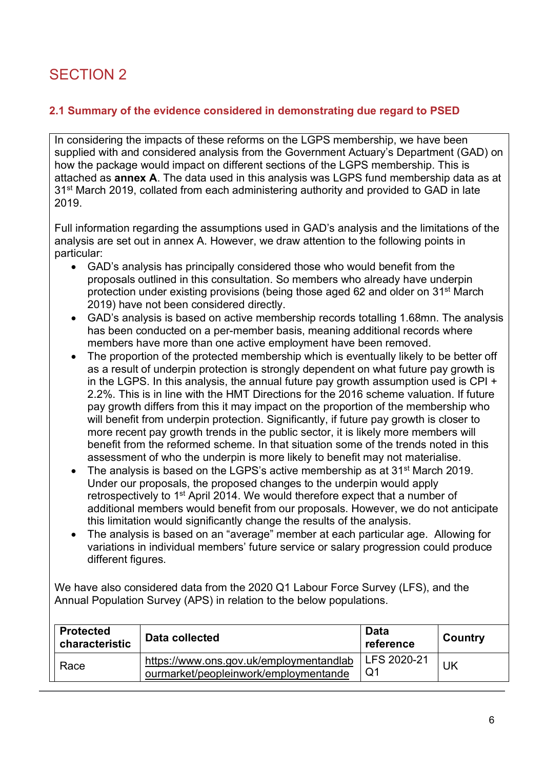# SECTION 2

## 2.1 Summary of the evidence considered in demonstrating due regard to PSED

In considering the impacts of these reforms on the LGPS membership, we have been supplied with and considered analysis from the Government Actuary's Department (GAD) on how the package would impact on different sections of the LGPS membership. This is attached as **annex A**. The data used in this analysis was LGPS fund membership data as at 31st March 2019, collated from each administering authority and provided to GAD in late 2019.

Full information regarding the assumptions used in GAD's analysis and the limitations of the analysis are set out in annex A. However, we draw attention to the following points in particular:

- GAD's analysis has principally considered those who would benefit from the proposals outlined in this consultation. So members who already have underpin protection under existing provisions (being those aged 62 and older on 31st March 2019) have not been considered directly.
- GAD's analysis is based on active membership records totalling 1.68mn. The analysis has been conducted on a per-member basis, meaning additional records where members have more than one active employment have been removed.
- The proportion of the protected membership which is eventually likely to be better off as a result of underpin protection is strongly dependent on what future pay growth is in the LGPS. In this analysis, the annual future pay growth assumption used is CPI + 2.2%. This is in line with the HMT Directions for the 2016 scheme valuation. If future pay growth differs from this it may impact on the proportion of the membership who will benefit from underpin protection. Significantly, if future pay growth is closer to more recent pay growth trends in the public sector, it is likely more members will benefit from the reformed scheme. In that situation some of the trends noted in this assessment of who the underpin is more likely to benefit may not materialise.
- The analysis is based on the LGPS's active membership as at 31st March 2019. Under our proposals, the proposed changes to the underpin would apply retrospectively to 1st April 2014. We would therefore expect that a number of additional members would benefit from our proposals. However, we do not anticipate this limitation would significantly change the results of the analysis.
- The analysis is based on an "average" member at each particular age. Allowing for variations in individual members' future service or salary progression could produce different figures.

We have also considered data from the 2020 Q1 Labour Force Survey (LFS), and the Annual Population Survey (APS) in relation to the below populations.

| Protected characteristic | Data collected | Data reference | Country |
|---|---|---|---|
| Race | https://www.ons.gov.uk/employmentandlabourmarket/peopleinwork/employmentande | LFS 2020-21 Q1 | UK |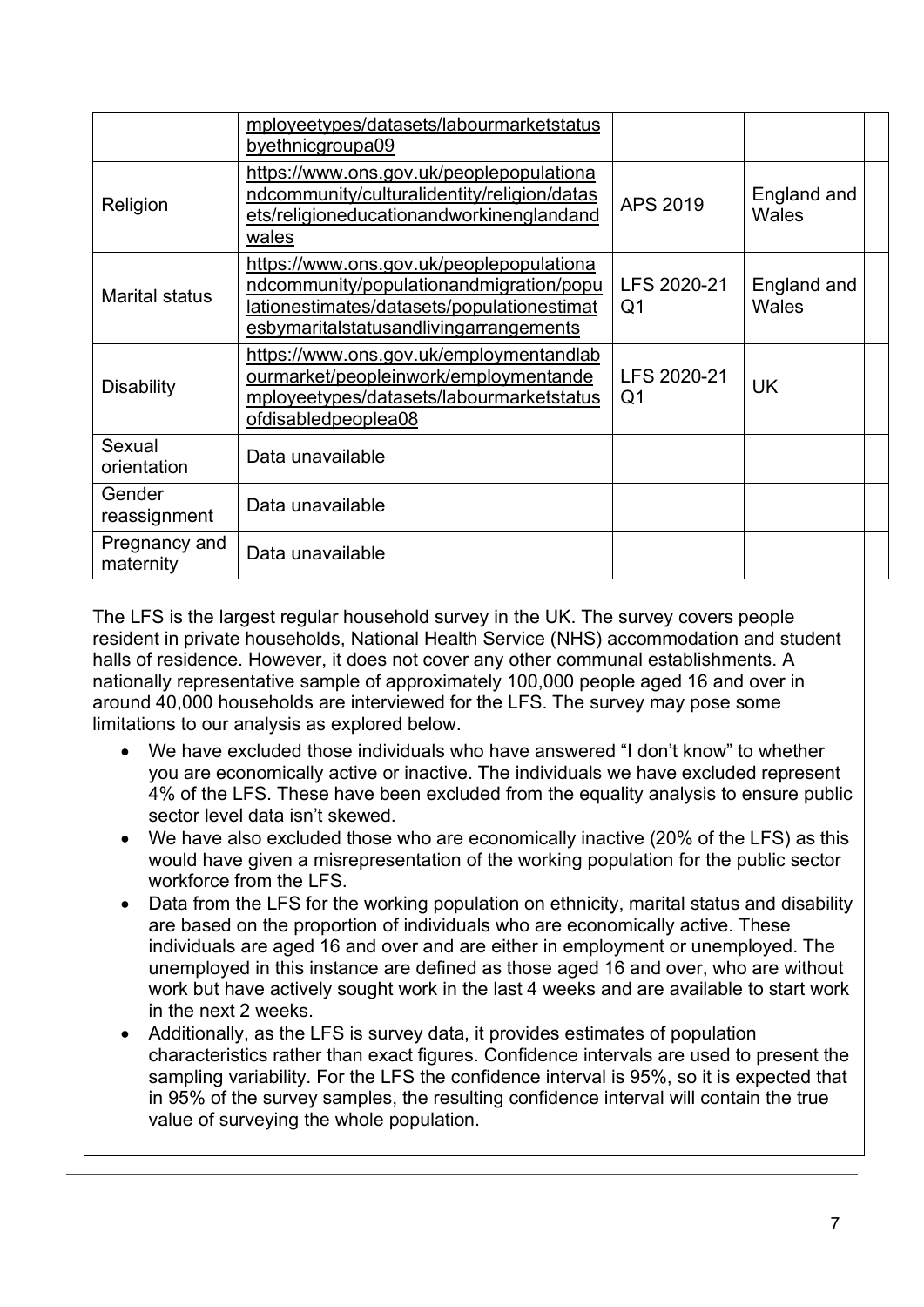| | | | | |
|---|---|---|---|---|
| | mployeetypes/datasets/labourmarketstatusbyethnicgroupa09 | | | |
| Religion | https://www.ons.gov.uk/peoplepopulationandcommunity/culturalidentity/religion/datasets/religioneducationandworkinenglandandwales | APS 2019 | England and Wales | |
| Marital status | https://www.ons.gov.uk/peoplepopulationandcommunity/populationandmigration/populationestimates/datasets/populationestimatesbymaritalstatusandlivingarrangements | LFS 2020-21 Q1 | England and Wales | |
| Disability | https://www.ons.gov.uk/employmentandlabourmarket/peopleinwork/employmentandemployeetypes/datasets/labourmarketstatusofdisabledpeoplea08 | LFS 2020-21 Q1 | UK | |
| Sexual orientation | Data unavailable | | | |
| Gender reassignment | Data unavailable | | | |
| Pregnancy and maternity | Data unavailable | | | |

The LFS is the largest regular household survey in the UK. The survey covers people resident in private households, National Health Service (NHS) accommodation and student halls of residence. However, it does not cover any other communal establishments. A nationally representative sample of approximately 100,000 people aged 16 and over in around 40,000 households are interviewed for the LFS. The survey may pose some limitations to our analysis as explored below.

- We have excluded those individuals who have answered "I don't know" to whether you are economically active or inactive. The individuals we have excluded represent 4% of the LFS. These have been excluded from the equality analysis to ensure public sector level data isn't skewed.
- We have also excluded those who are economically inactive (20% of the LFS) as this would have given a misrepresentation of the working population for the public sector workforce from the LFS.
- Data from the LFS for the working population on ethnicity, marital status and disability are based on the proportion of individuals who are economically active. These individuals are aged 16 and over and are either in employment or unemployed. The unemployed in this instance are defined as those aged 16 and over, who are without work but have actively sought work in the last 4 weeks and are available to start work in the next 2 weeks.
- Additionally, as the LFS is survey data, it provides estimates of population characteristics rather than exact figures. Confidence intervals are used to present the sampling variability. For the LFS the confidence interval is 95%, so it is expected that in 95% of the survey samples, the resulting confidence interval will contain the true value of surveying the whole population.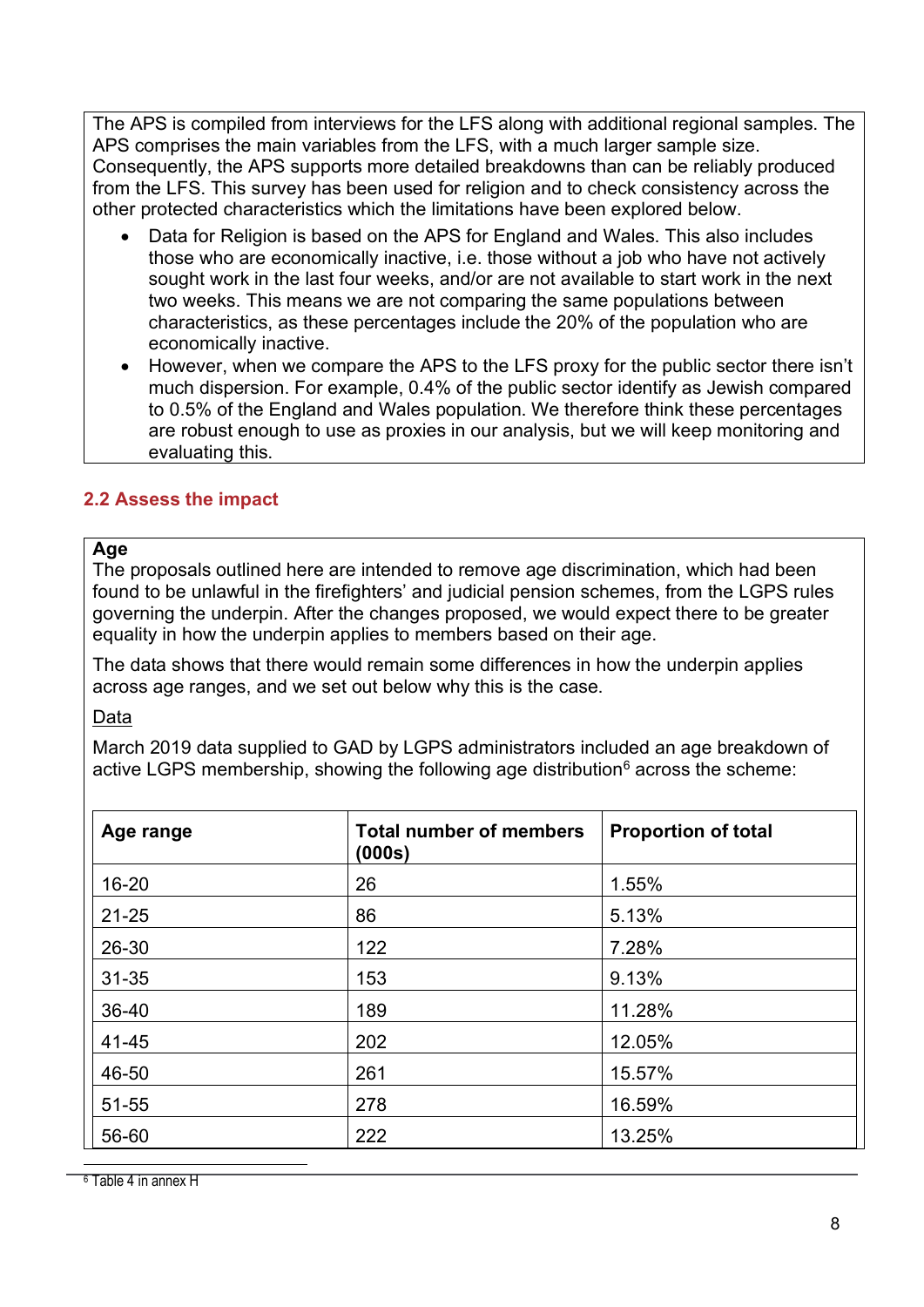The APS is compiled from interviews for the LFS along with additional regional samples. The APS comprises the main variables from the LFS, with a much larger sample size. Consequently, the APS supports more detailed breakdowns than can be reliably produced from the LFS. This survey has been used for religion and to check consistency across the other protected characteristics which the limitations have been explored below.

- Data for Religion is based on the APS for England and Wales. This also includes those who are economically inactive, i.e. those without a job who have not actively sought work in the last four weeks, and/or are not available to start work in the next two weeks. This means we are not comparing the same populations between characteristics, as these percentages include the 20% of the population who are economically inactive.
- However, when we compare the APS to the LFS proxy for the public sector there isn't much dispersion. For example, 0.4% of the public sector identify as Jewish compared to 0.5% of the England and Wales population. We therefore think these percentages are robust enough to use as proxies in our analysis, but we will keep monitoring and evaluating this.

## 2.2 Assess the impact

**Age**

The proposals outlined here are intended to remove age discrimination, which had been found to be unlawful in the firefighters' and judicial pension schemes, from the LGPS rules governing the underpin. After the changes proposed, we would expect there to be greater equality in how the underpin applies to members based on their age.

The data shows that there would remain some differences in how the underpin applies across age ranges, and we set out below why this is the case.

Data

March 2019 data supplied to GAD by LGPS administrators included an age breakdown of active LGPS membership, showing the following age distribution[6] across the scheme:

| Age range | Total number of members (000s) | Proportion of total |
|---|---|---|
| 16-20 | 26 | 1.55% |
| 21-25 | 86 | 5.13% |
| 26-30 | 122 | 7.28% |
| 31-35 | 153 | 9.13% |
| 36-40 | 189 | 11.28% |
| 41-45 | 202 | 12.05% |
| 46-50 | 261 | 15.57% |
| 51-55 | 278 | 16.59% |
| 56-60 | 222 | 13.25% |

[6] Table 4 in annex H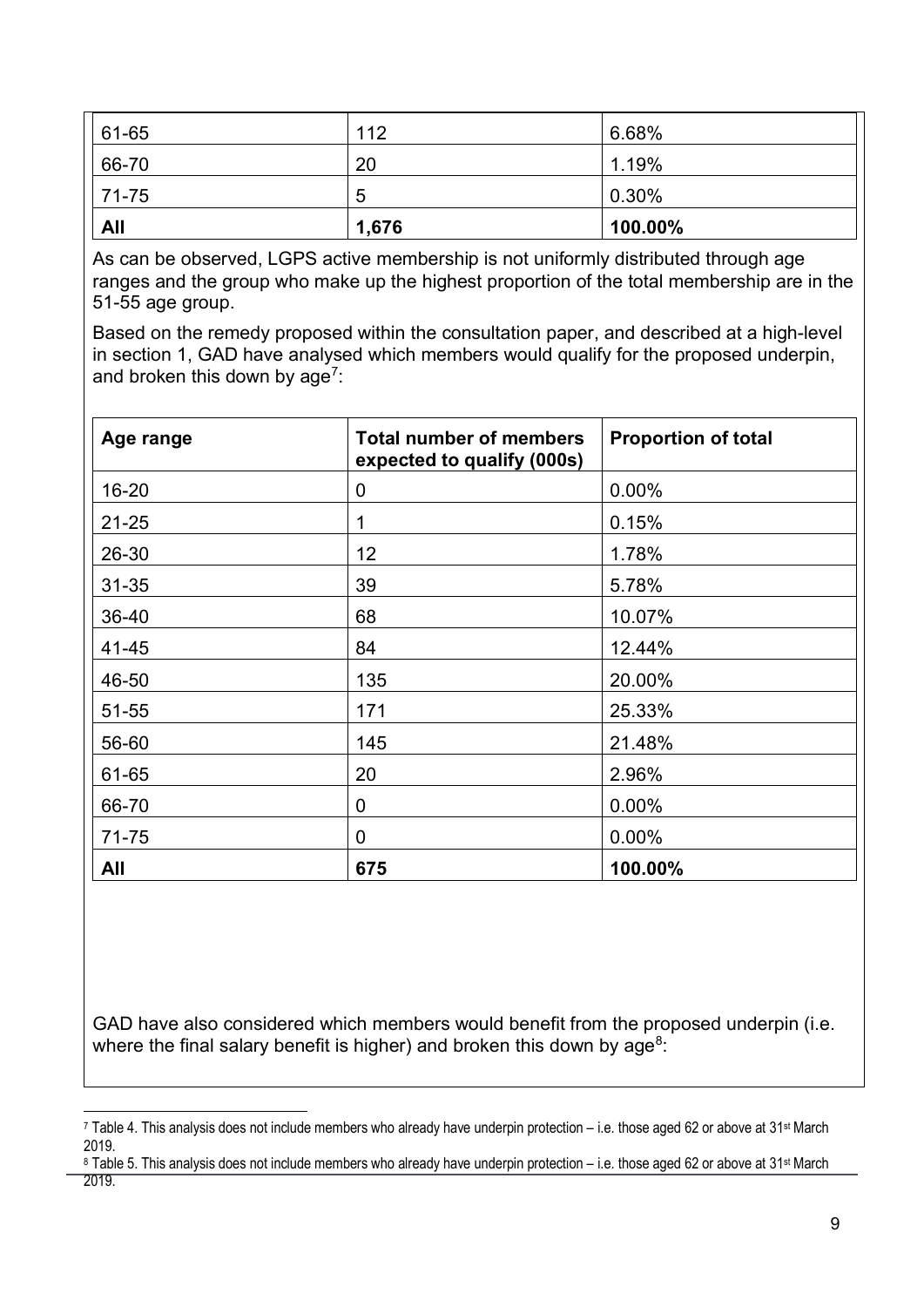| | | |
|---|---|---|
| 61-65 | 112 | 6.68% |
| 66-70 | 20 | 1.19% |
| 71-75 | 5 | 0.30% |
| **All** | **1,676** | **100.00%** |

As can be observed, LGPS active membership is not uniformly distributed through age ranges and the group who make up the highest proportion of the total membership are in the 51-55 age group.

Based on the remedy proposed within the consultation paper, and described at a high-level in section 1, GAD have analysed which members would qualify for the proposed underpin, and broken this down by age[7]:

| Age range | Total number of members expected to qualify (000s) | Proportion of total |
|---|---|---|
| 16-20 | 0 | 0.00% |
| 21-25 | 1 | 0.15% |
| 26-30 | 12 | 1.78% |
| 31-35 | 39 | 5.78% |
| 36-40 | 68 | 10.07% |
| 41-45 | 84 | 12.44% |
| 46-50 | 135 | 20.00% |
| 51-55 | 171 | 25.33% |
| 56-60 | 145 | 21.48% |
| 61-65 | 20 | 2.96% |
| 66-70 | 0 | 0.00% |
| 71-75 | 0 | 0.00% |
| **All** | **675** | **100.00%** |

GAD have also considered which members would benefit from the proposed underpin (i.e. where the final salary benefit is higher) and broken this down by age[8]:

[7] Table 4. This analysis does not include members who already have underpin protection – i.e. those aged 62 or above at 31st March 2019.

[8] Table 5. This analysis does not include members who already have underpin protection – i.e. those aged 62 or above at 31st March 2019.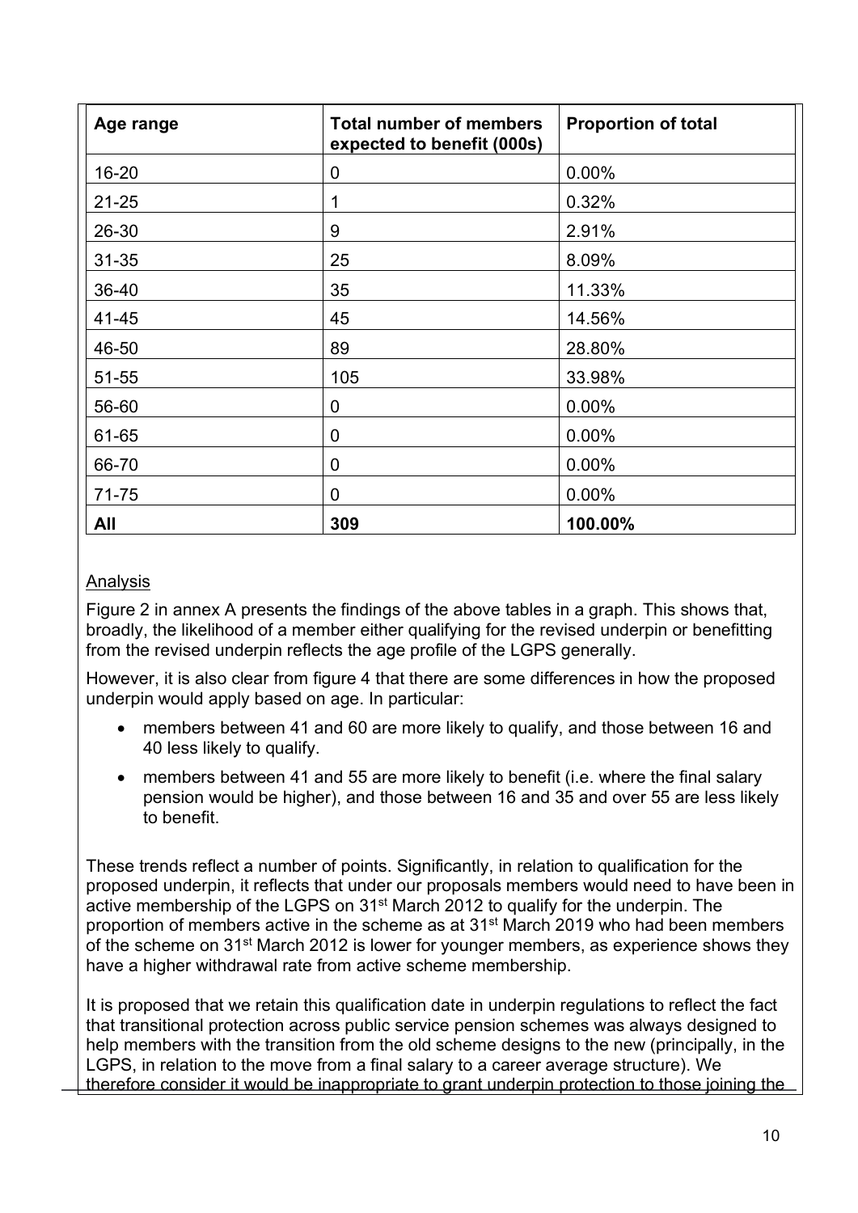| Age range | Total number of members expected to benefit (000s) | Proportion of total |
| --- | --- | --- |
| 16-20 | 0 | 0.00% |
| 21-25 | 1 | 0.32% |
| 26-30 | 9 | 2.91% |
| 31-35 | 25 | 8.09% |
| 36-40 | 35 | 11.33% |
| 41-45 | 45 | 14.56% |
| 46-50 | 89 | 28.80% |
| 51-55 | 105 | 33.98% |
| 56-60 | 0 | 0.00% |
| 61-65 | 0 | 0.00% |
| 66-70 | 0 | 0.00% |
| 71-75 | 0 | 0.00% |
| **All** | **309** | **100.00%** |

Analysis

Figure 2 in annex A presents the findings of the above tables in a graph. This shows that, broadly, the likelihood of a member either qualifying for the revised underpin or benefitting from the revised underpin reflects the age profile of the LGPS generally.

However, it is also clear from figure 4 that there are some differences in how the proposed underpin would apply based on age. In particular:

- members between 41 and 60 are more likely to qualify, and those between 16 and 40 less likely to qualify.
- members between 41 and 55 are more likely to benefit (i.e. where the final salary pension would be higher), and those between 16 and 35 and over 55 are less likely to benefit.

These trends reflect a number of points. Significantly, in relation to qualification for the proposed underpin, it reflects that under our proposals members would need to have been in active membership of the LGPS on 31st March 2012 to qualify for the underpin. The proportion of members active in the scheme as at 31st March 2019 who had been members of the scheme on 31st March 2012 is lower for younger members, as experience shows they have a higher withdrawal rate from active scheme membership.

It is proposed that we retain this qualification date in underpin regulations to reflect the fact that transitional protection across public service pension schemes was always designed to help members with the transition from the old scheme designs to the new (principally, in the LGPS, in relation to the move from a final salary to a career average structure). We therefore consider it would be inappropriate to grant underpin protection to those joining the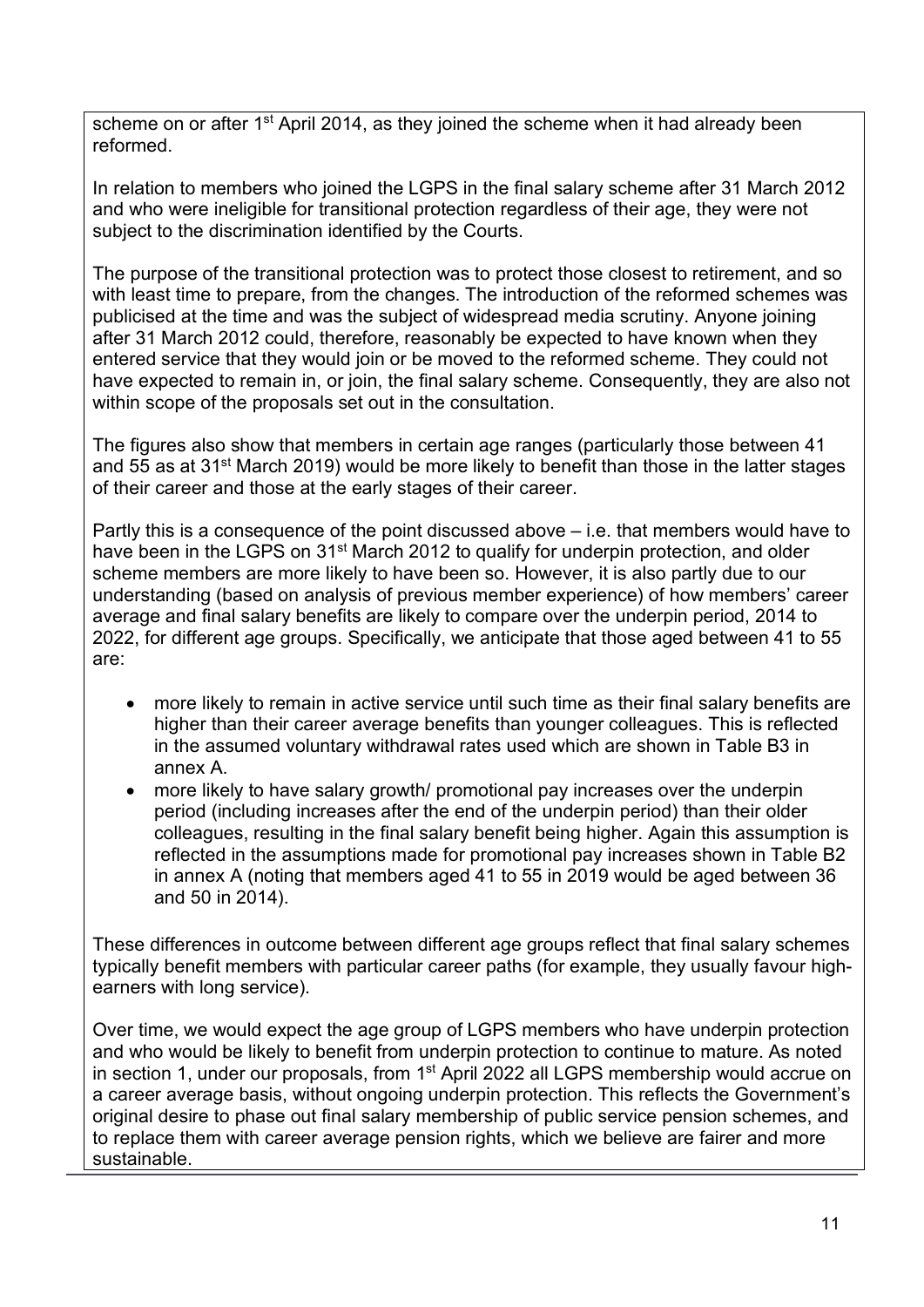scheme on or after 1st April 2014, as they joined the scheme when it had already been reformed.

In relation to members who joined the LGPS in the final salary scheme after 31 March 2012 and who were ineligible for transitional protection regardless of their age, they were not subject to the discrimination identified by the Courts.

The purpose of the transitional protection was to protect those closest to retirement, and so with least time to prepare, from the changes. The introduction of the reformed schemes was publicised at the time and was the subject of widespread media scrutiny. Anyone joining after 31 March 2012 could, therefore, reasonably be expected to have known when they entered service that they would join or be moved to the reformed scheme. They could not have expected to remain in, or join, the final salary scheme. Consequently, they are also not within scope of the proposals set out in the consultation.

The figures also show that members in certain age ranges (particularly those between 41 and 55 as at 31st March 2019) would be more likely to benefit than those in the latter stages of their career and those at the early stages of their career.

Partly this is a consequence of the point discussed above – i.e. that members would have to have been in the LGPS on 31st March 2012 to qualify for underpin protection, and older scheme members are more likely to have been so. However, it is also partly due to our understanding (based on analysis of previous member experience) of how members' career average and final salary benefits are likely to compare over the underpin period, 2014 to 2022, for different age groups. Specifically, we anticipate that those aged between 41 to 55 are:

- more likely to remain in active service until such time as their final salary benefits are higher than their career average benefits than younger colleagues. This is reflected in the assumed voluntary withdrawal rates used which are shown in Table B3 in annex A.
- more likely to have salary growth/ promotional pay increases over the underpin period (including increases after the end of the underpin period) than their older colleagues, resulting in the final salary benefit being higher. Again this assumption is reflected in the assumptions made for promotional pay increases shown in Table B2 in annex A (noting that members aged 41 to 55 in 2019 would be aged between 36 and 50 in 2014).

These differences in outcome between different age groups reflect that final salary schemes typically benefit members with particular career paths (for example, they usually favour high-earners with long service).

Over time, we would expect the age group of LGPS members who have underpin protection and who would be likely to benefit from underpin protection to continue to mature. As noted in section 1, under our proposals, from 1st April 2022 all LGPS membership would accrue on a career average basis, without ongoing underpin protection. This reflects the Government's original desire to phase out final salary membership of public service pension schemes, and to replace them with career average pension rights, which we believe are fairer and more sustainable.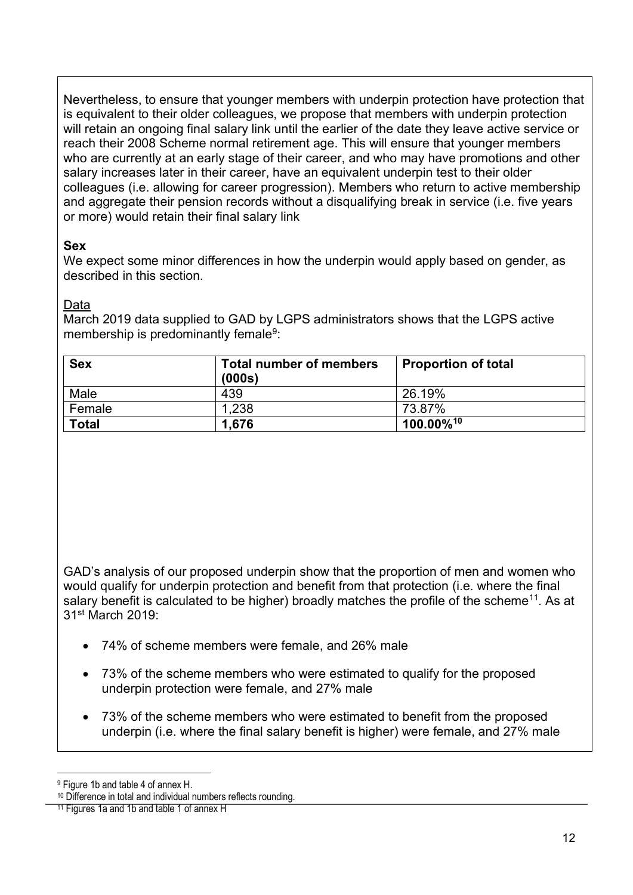Nevertheless, to ensure that younger members with underpin protection have protection that is equivalent to their older colleagues, we propose that members with underpin protection will retain an ongoing final salary link until the earlier of the date they leave active service or reach their 2008 Scheme normal retirement age. This will ensure that younger members who are currently at an early stage of their career, and who may have promotions and other salary increases later in their career, have an equivalent underpin test to their older colleagues (i.e. allowing for career progression). Members who return to active membership and aggregate their pension records without a disqualifying break in service (i.e. five years or more) would retain their final salary link

**Sex**

We expect some minor differences in how the underpin would apply based on gender, as described in this section.

Data

March 2019 data supplied to GAD by LGPS administrators shows that the LGPS active membership is predominantly female[9]:

| Sex | Total number of members (000s) | Proportion of total |
|---|---|---|
| Male | 439 | 26.19% |
| Female | 1,238 | 73.87% |
| **Total** | **1,676** | **100.00%[10]** |

GAD's analysis of our proposed underpin show that the proportion of men and women who would qualify for underpin protection and benefit from that protection (i.e. where the final salary benefit is calculated to be higher) broadly matches the profile of the scheme[11]. As at 31st March 2019:

- 74% of scheme members were female, and 26% male
- 73% of the scheme members who were estimated to qualify for the proposed underpin protection were female, and 27% male
- 73% of the scheme members who were estimated to benefit from the proposed underpin (i.e. where the final salary benefit is higher) were female, and 27% male

[9] Figure 1b and table 4 of annex H.

[10] Difference in total and individual numbers reflects rounding.

[11] Figures 1a and 1b and table 1 of annex H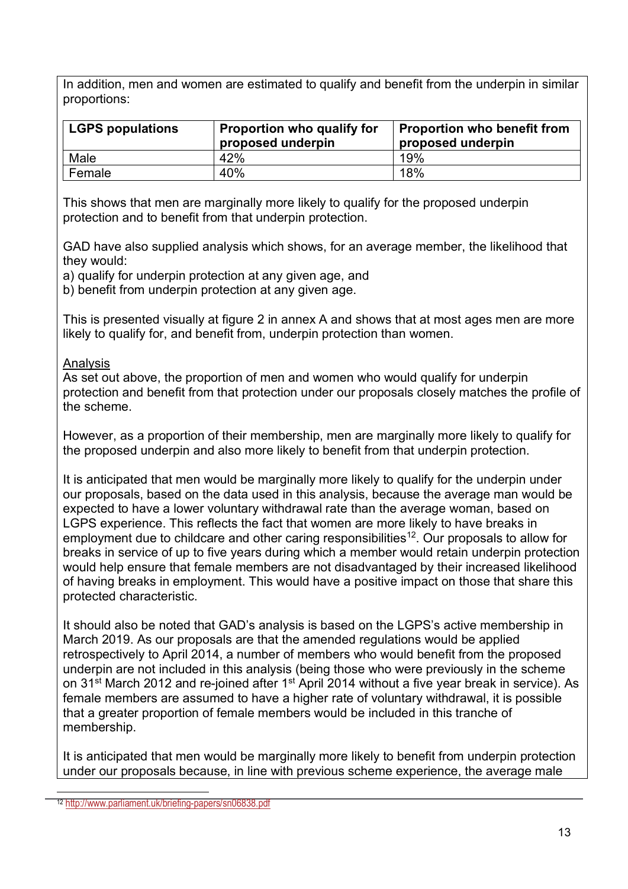In addition, men and women are estimated to qualify and benefit from the underpin in similar proportions:

| LGPS populations | Proportion who qualify for proposed underpin | Proportion who benefit from proposed underpin |
| --- | --- | --- |
| Male | 42% | 19% |
| Female | 40% | 18% |

This shows that men are marginally more likely to qualify for the proposed underpin protection and to benefit from that underpin protection.

GAD have also supplied analysis which shows, for an average member, the likelihood that they would:

a) qualify for underpin protection at any given age, and
b) benefit from underpin protection at any given age.

This is presented visually at figure 2 in annex A and shows that at most ages men are more likely to qualify for, and benefit from, underpin protection than women.

Analysis

As set out above, the proportion of men and women who would qualify for underpin protection and benefit from that protection under our proposals closely matches the profile of the scheme.

However, as a proportion of their membership, men are marginally more likely to qualify for the proposed underpin and also more likely to benefit from that underpin protection.

It is anticipated that men would be marginally more likely to qualify for the underpin under our proposals, based on the data used in this analysis, because the average man would be expected to have a lower voluntary withdrawal rate than the average woman, based on LGPS experience. This reflects the fact that women are more likely to have breaks in employment due to childcare and other caring responsibilities[12]. Our proposals to allow for breaks in service of up to five years during which a member would retain underpin protection would help ensure that female members are not disadvantaged by their increased likelihood of having breaks in employment. This would have a positive impact on those that share this protected characteristic.

It should also be noted that GAD's analysis is based on the LGPS's active membership in March 2019. As our proposals are that the amended regulations would be applied retrospectively to April 2014, a number of members who would benefit from the proposed underpin are not included in this analysis (being those who were previously in the scheme on 31st March 2012 and re-joined after 1st April 2014 without a five year break in service). As female members are assumed to have a higher rate of voluntary withdrawal, it is possible that a greater proportion of female members would be included in this tranche of membership.

It is anticipated that men would be marginally more likely to benefit from underpin protection under our proposals because, in line with previous scheme experience, the average male

[12] http://www.parliament.uk/briefing-papers/sn06838.pdf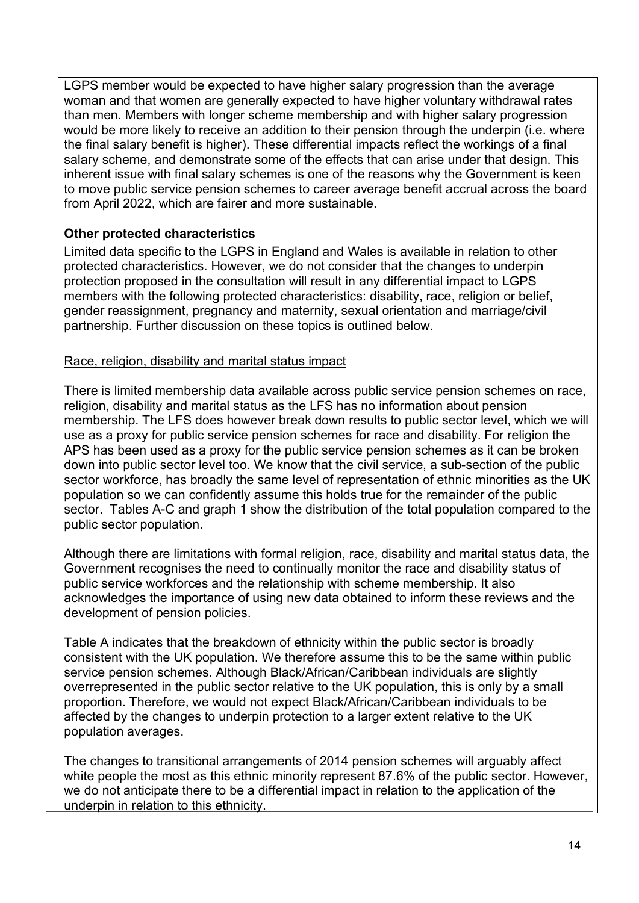LGPS member would be expected to have higher salary progression than the average woman and that women are generally expected to have higher voluntary withdrawal rates than men. Members with longer scheme membership and with higher salary progression would be more likely to receive an addition to their pension through the underpin (i.e. where the final salary benefit is higher). These differential impacts reflect the workings of a final salary scheme, and demonstrate some of the effects that can arise under that design. This inherent issue with final salary schemes is one of the reasons why the Government is keen to move public service pension schemes to career average benefit accrual across the board from April 2022, which are fairer and more sustainable.

**Other protected characteristics**

Limited data specific to the LGPS in England and Wales is available in relation to other protected characteristics. However, we do not consider that the changes to underpin protection proposed in the consultation will result in any differential impact to LGPS members with the following protected characteristics: disability, race, religion or belief, gender reassignment, pregnancy and maternity, sexual orientation and marriage/civil partnership. Further discussion on these topics is outlined below.

Race, religion, disability and marital status impact

There is limited membership data available across public service pension schemes on race, religion, disability and marital status as the LFS has no information about pension membership. The LFS does however break down results to public sector level, which we will use as a proxy for public service pension schemes for race and disability. For religion the APS has been used as a proxy for the public service pension schemes as it can be broken down into public sector level too. We know that the civil service, a sub-section of the public sector workforce, has broadly the same level of representation of ethnic minorities as the UK population so we can confidently assume this holds true for the remainder of the public sector. Tables A-C and graph 1 show the distribution of the total population compared to the public sector population.

Although there are limitations with formal religion, race, disability and marital status data, the Government recognises the need to continually monitor the race and disability status of public service workforces and the relationship with scheme membership. It also acknowledges the importance of using new data obtained to inform these reviews and the development of pension policies.

Table A indicates that the breakdown of ethnicity within the public sector is broadly consistent with the UK population. We therefore assume this to be the same within public service pension schemes. Although Black/African/Caribbean individuals are slightly overrepresented in the public sector relative to the UK population, this is only by a small proportion. Therefore, we would not expect Black/African/Caribbean individuals to be affected by the changes to underpin protection to a larger extent relative to the UK population averages.

The changes to transitional arrangements of 2014 pension schemes will arguably affect white people the most as this ethnic minority represent 87.6% of the public sector. However, we do not anticipate there to be a differential impact in relation to the application of the underpin in relation to this ethnicity.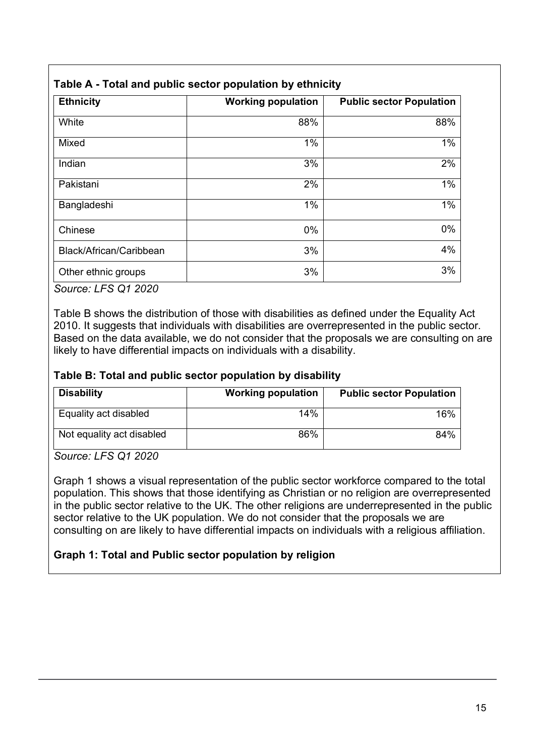**Table A - Total and public sector population by ethnicity**

| Ethnicity | Working population | Public sector Population |
|---|---|---|
| White | 88% | 88% |
| Mixed | 1% | 1% |
| Indian | 3% | 2% |
| Pakistani | 2% | 1% |
| Bangladeshi | 1% | 1% |
| Chinese | 0% | 0% |
| Black/African/Caribbean | 3% | 4% |
| Other ethnic groups | 3% | 3% |

*Source: LFS Q1 2020*

Table B shows the distribution of those with disabilities as defined under the Equality Act 2010. It suggests that individuals with disabilities are overrepresented in the public sector. Based on the data available, we do not consider that the proposals we are consulting on are likely to have differential impacts on individuals with a disability.

**Table B: Total and public sector population by disability**

| Disability | Working population | Public sector Population |
|---|---|---|
| Equality act disabled | 14% | 16% |
| Not equality act disabled | 86% | 84% |

*Source: LFS Q1 2020*

Graph 1 shows a visual representation of the public sector workforce compared to the total population. This shows that those identifying as Christian or no religion are overrepresented in the public sector relative to the UK. The other religions are underrepresented in the public sector relative to the UK population. We do not consider that the proposals we are consulting on are likely to have differential impacts on individuals with a religious affiliation.

**Graph 1: Total and Public sector population by religion**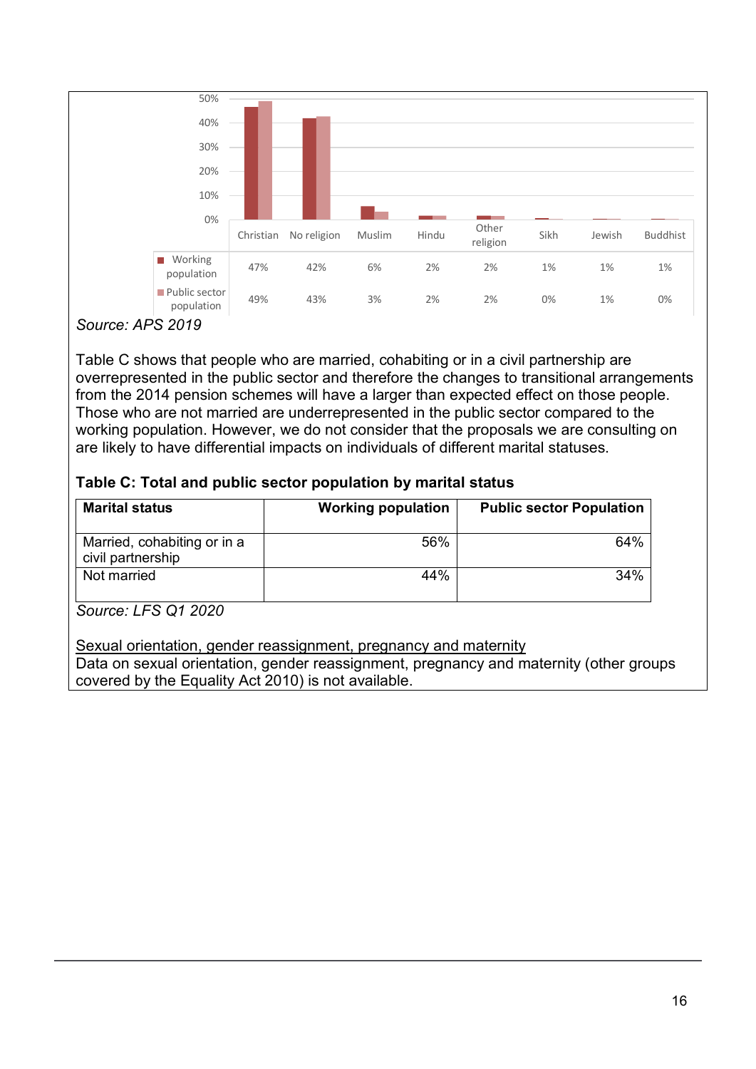| | Christian | No religion | Muslim | Hindu | Other religion | Sikh | Jewish | Buddhist |
|---|---|---|---|---|---|---|---|---|
| Working population | 47% | 42% | 6% | 2% | 2% | 1% | 1% | 1% |
| Public sector population | 49% | 43% | 3% | 2% | 2% | 0% | 1% | 0% |

*Source: APS 2019*

Table C shows that people who are married, cohabiting or in a civil partnership are overrepresented in the public sector and therefore the changes to transitional arrangements from the 2014 pension schemes will have a larger than expected effect on those people. Those who are not married are underrepresented in the public sector compared to the working population. However, we do not consider that the proposals we are consulting on are likely to have differential impacts on individuals of different marital statuses.

**Table C: Total and public sector population by marital status**

| Marital status | Working population | Public sector Population |
|---|---|---|
| Married, cohabiting or in a civil partnership | 56% | 64% |
| Not married | 44% | 34% |

*Source: LFS Q1 2020*

Sexual orientation, gender reassignment, pregnancy and maternity

Data on sexual orientation, gender reassignment, pregnancy and maternity (other groups covered by the Equality Act 2010) is not available.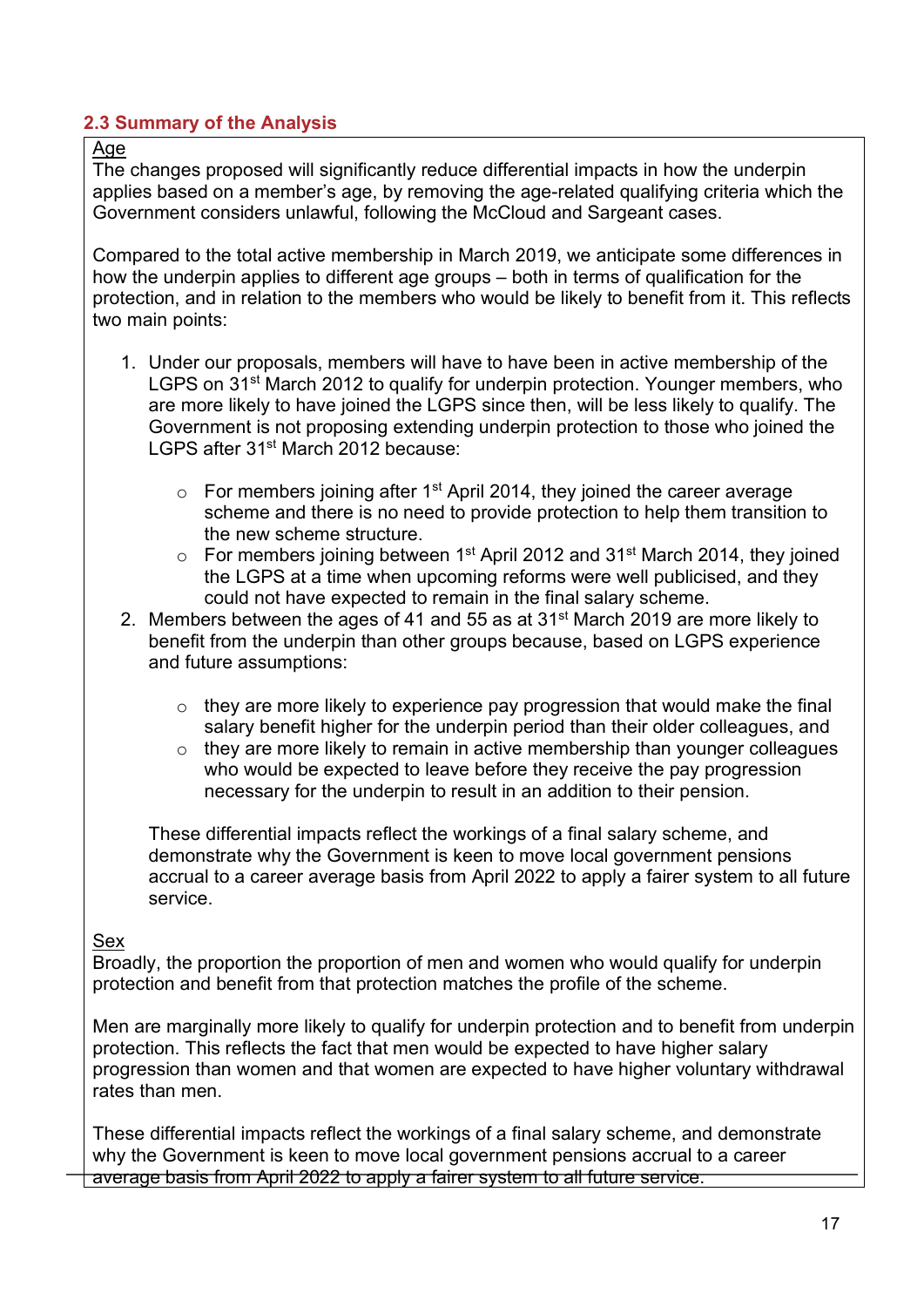## 2.3 Summary of the Analysis

Age

The changes proposed will significantly reduce differential impacts in how the underpin applies based on a member's age, by removing the age-related qualifying criteria which the Government considers unlawful, following the McCloud and Sargeant cases.

Compared to the total active membership in March 2019, we anticipate some differences in how the underpin applies to different age groups – both in terms of qualification for the protection, and in relation to the members who would be likely to benefit from it. This reflects two main points:

1. Under our proposals, members will have to have been in active membership of the LGPS on 31st March 2012 to qualify for underpin protection. Younger members, who are more likely to have joined the LGPS since then, will be less likely to qualify. The Government is not proposing extending underpin protection to those who joined the LGPS after 31st March 2012 because:
   - For members joining after 1st April 2014, they joined the career average scheme and there is no need to provide protection to help them transition to the new scheme structure.
   - For members joining between 1st April 2012 and 31st March 2014, they joined the LGPS at a time when upcoming reforms were well publicised, and they could not have expected to remain in the final salary scheme.
2. Members between the ages of 41 and 55 as at 31st March 2019 are more likely to benefit from the underpin than other groups because, based on LGPS experience and future assumptions:
   - they are more likely to experience pay progression that would make the final salary benefit higher for the underpin period than their older colleagues, and
   - they are more likely to remain in active membership than younger colleagues who would be expected to leave before they receive the pay progression necessary for the underpin to result in an addition to their pension.

   These differential impacts reflect the workings of a final salary scheme, and demonstrate why the Government is keen to move local government pensions accrual to a career average basis from April 2022 to apply a fairer system to all future service.

Sex

Broadly, the proportion the proportion of men and women who would qualify for underpin protection and benefit from that protection matches the profile of the scheme.

Men are marginally more likely to qualify for underpin protection and to benefit from underpin protection. This reflects the fact that men would be expected to have higher salary progression than women and that women are expected to have higher voluntary withdrawal rates than men.

These differential impacts reflect the workings of a final salary scheme, and demonstrate why the Government is keen to move local government pensions accrual to a career average basis from April 2022 to apply a fairer system to all future service.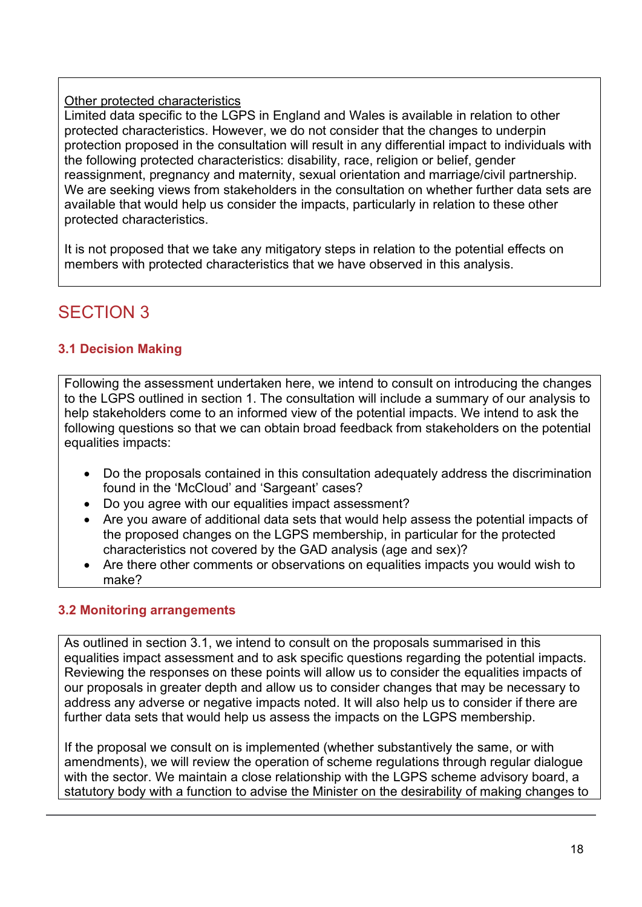Other protected characteristics

Limited data specific to the LGPS in England and Wales is available in relation to other protected characteristics. However, we do not consider that the changes to underpin protection proposed in the consultation will result in any differential impact to individuals with the following protected characteristics: disability, race, religion or belief, gender reassignment, pregnancy and maternity, sexual orientation and marriage/civil partnership. We are seeking views from stakeholders in the consultation on whether further data sets are available that would help us consider the impacts, particularly in relation to these other protected characteristics.

It is not proposed that we take any mitigatory steps in relation to the potential effects on members with protected characteristics that we have observed in this analysis.

# SECTION 3

### 3.1 Decision Making

Following the assessment undertaken here, we intend to consult on introducing the changes to the LGPS outlined in section 1. The consultation will include a summary of our analysis to help stakeholders come to an informed view of the potential impacts. We intend to ask the following questions so that we can obtain broad feedback from stakeholders on the potential equalities impacts:

- Do the proposals contained in this consultation adequately address the discrimination found in the 'McCloud' and 'Sargeant' cases?
- Do you agree with our equalities impact assessment?
- Are you aware of additional data sets that would help assess the potential impacts of the proposed changes on the LGPS membership, in particular for the protected characteristics not covered by the GAD analysis (age and sex)?
- Are there other comments or observations on equalities impacts you would wish to make?

### 3.2 Monitoring arrangements

As outlined in section 3.1, we intend to consult on the proposals summarised in this equalities impact assessment and to ask specific questions regarding the potential impacts. Reviewing the responses on these points will allow us to consider the equalities impacts of our proposals in greater depth and allow us to consider changes that may be necessary to address any adverse or negative impacts noted. It will also help us to consider if there are further data sets that would help us assess the impacts on the LGPS membership.

If the proposal we consult on is implemented (whether substantively the same, or with amendments), we will review the operation of scheme regulations through regular dialogue with the sector. We maintain a close relationship with the LGPS scheme advisory board, a statutory body with a function to advise the Minister on the desirability of making changes to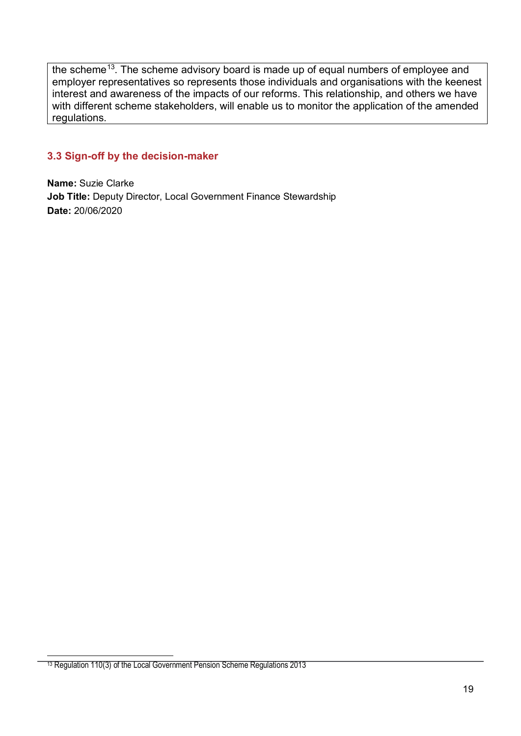the scheme[13]. The scheme advisory board is made up of equal numbers of employee and employer representatives so represents those individuals and organisations with the keenest interest and awareness of the impacts of our reforms. This relationship, and others we have with different scheme stakeholders, will enable us to monitor the application of the amended regulations.

### 3.3 Sign-off by the decision-maker

**Name:** Suzie Clarke  
**Job Title:** Deputy Director, Local Government Finance Stewardship  
**Date:** 20/06/2020

[13] Regulation 110(3) of the Local Government Pension Scheme Regulations 2013